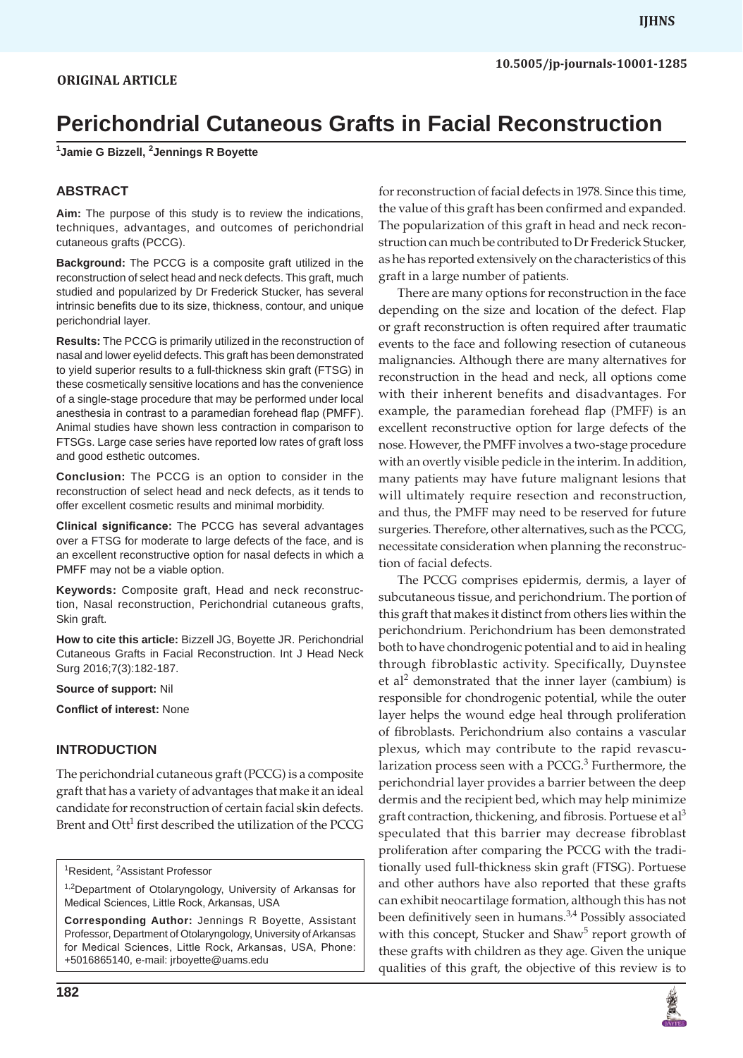ORIGINAL ARTICLE

10.5005/jp-journals-10001-1285

# Perichondrial Cutaneous Grafts in Facial Reconstruction

[1]Jamie G Bizzell, [2]Jennings R Boyette

## ABSTRACT

**Aim:** The purpose of this study is to review the indications, techniques, advantages, and outcomes of perichondrial cutaneous grafts (PCCG).

**Background:** The PCCG is a composite graft utilized in the reconstruction of select head and neck defects. This graft, much studied and popularized by Dr Frederick Stucker, has several intrinsic benefits due to its size, thickness, contour, and unique perichondrial layer.

**Results:** The PCCG is primarily utilized in the reconstruction of nasal and lower eyelid defects. This graft has been demonstrated to yield superior results to a full-thickness skin graft (FTSG) in these cosmetically sensitive locations and has the convenience of a single-stage procedure that may be performed under local anesthesia in contrast to a paramedian forehead flap (PMFF). Animal studies have shown less contraction in comparison to FTSGs. Large case series have reported low rates of graft loss and good esthetic outcomes.

**Conclusion:** The PCCG is an option to consider in the reconstruction of select head and neck defects, as it tends to offer excellent cosmetic results and minimal morbidity.

**Clinical significance:** The PCCG has several advantages over a FTSG for moderate to large defects of the face, and is an excellent reconstructive option for nasal defects in which a PMFF may not be a viable option.

**Keywords:** Composite graft, Head and neck reconstruction, Nasal reconstruction, Perichondrial cutaneous grafts, Skin graft.

**How to cite this article:** Bizzell JG, Boyette JR. Perichondrial Cutaneous Grafts in Facial Reconstruction. Int J Head Neck Surg 2016;7(3):182-187.

**Source of support:** Nil

**Conflict of interest:** None

## INTRODUCTION

The perichondrial cutaneous graft (PCCG) is a composite graft that has a variety of advantages that make it an ideal candidate for reconstruction of certain facial skin defects. Brent and Ott[1] first described the utilization of the PCCG for reconstruction of facial defects in 1978. Since this time, the value of this graft has been confirmed and expanded. The popularization of this graft in head and neck reconstruction can much be contributed to Dr Frederick Stucker, as he has reported extensively on the characteristics of this graft in a large number of patients.

There are many options for reconstruction in the face depending on the size and location of the defect. Flap or graft reconstruction is often required after traumatic events to the face and following resection of cutaneous malignancies. Although there are many alternatives for reconstruction in the head and neck, all options come with their inherent benefits and disadvantages. For example, the paramedian forehead flap (PMFF) is an excellent reconstructive option for large defects of the nose. However, the PMFF involves a two-stage procedure with an overtly visible pedicle in the interim. In addition, many patients may have future malignant lesions that will ultimately require resection and reconstruction, and thus, the PMFF may need to be reserved for future surgeries. Therefore, other alternatives, such as the PCCG, necessitate consideration when planning the reconstruction of facial defects.

The PCCG comprises epidermis, dermis, a layer of subcutaneous tissue, and perichondrium. The portion of this graft that makes it distinct from others lies within the perichondrium. Perichondrium has been demonstrated both to have chondrogenic potential and to aid in healing through fibroblastic activity. Specifically, Duynstee et al[2] demonstrated that the inner layer (cambium) is responsible for chondrogenic potential, while the outer layer helps the wound edge heal through proliferation of fibroblasts. Perichondrium also contains a vascular plexus, which may contribute to the rapid revascularization process seen with a PCCG.[3] Furthermore, the perichondrial layer provides a barrier between the deep dermis and the recipient bed, which may help minimize graft contraction, thickening, and fibrosis. Portuese et al[3] speculated that this barrier may decrease fibroblast proliferation after comparing the PCCG with the traditionally used full-thickness skin graft (FTSG). Portuese and other authors have also reported that these grafts can exhibit neocartilage formation, although this has not been definitively seen in humans.[3,4] Possibly associated with this concept, Stucker and Shaw[5] report growth of these grafts with children as they age. Given the unique qualities of this graft, the objective of this review is to

[1]Resident, [2]Assistant Professor

[1,2]Department of Otolaryngology, University of Arkansas for Medical Sciences, Little Rock, Arkansas, USA

**Corresponding Author:** Jennings R Boyette, Assistant Professor, Department of Otolaryngology, University of Arkansas for Medical Sciences, Little Rock, Arkansas, USA, Phone: +5016865140, e-mail: jrboyette@uams.edu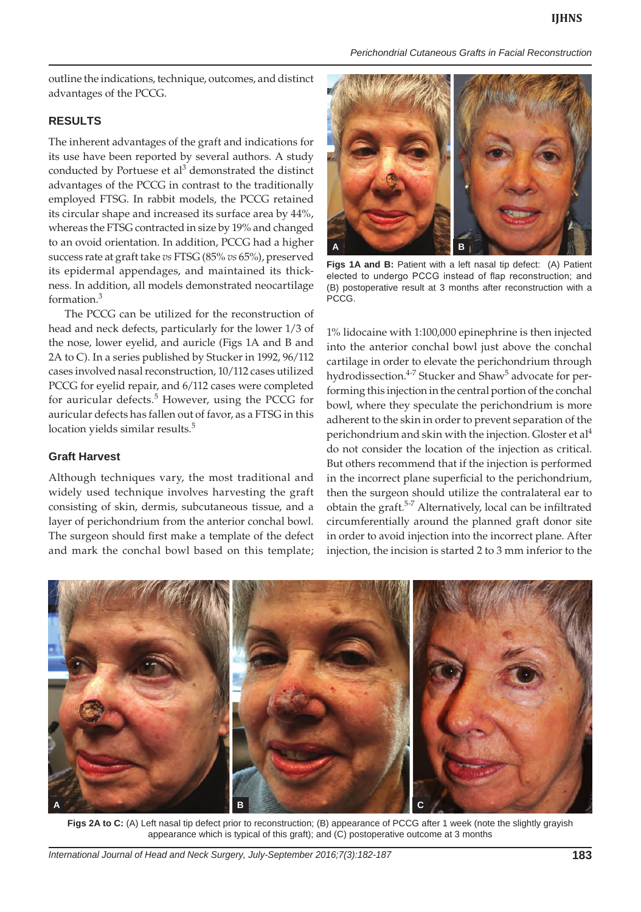outline the indications, technique, outcomes, and distinct advantages of the PCCG.

## RESULTS

The inherent advantages of the graft and indications for its use have been reported by several authors. A study conducted by Portuese et al[3] demonstrated the distinct advantages of the PCCG in contrast to the traditionally employed FTSG. In rabbit models, the PCCG retained its circular shape and increased its surface area by 44%, whereas the FTSG contracted in size by 19% and changed to an ovoid orientation. In addition, PCCG had a higher success rate at graft take *vs* FTSG (85% *vs* 65%), preserved its epidermal appendages, and maintained its thickness. In addition, all models demonstrated neocartilage formation.[3]

The PCCG can be utilized for the reconstruction of head and neck defects, particularly for the lower 1/3 of the nose, lower eyelid, and auricle (Figs 1A and B and 2A to C). In a series published by Stucker in 1992, 96/112 cases involved nasal reconstruction, 10/112 cases utilized PCCG for eyelid repair, and 6/112 cases were completed for auricular defects.[5] However, using the PCCG for auricular defects has fallen out of favor, as a FTSG in this location yields similar results.[5]

### Graft Harvest

Although techniques vary, the most traditional and widely used technique involves harvesting the graft consisting of skin, dermis, subcutaneous tissue, and a layer of perichondrium from the anterior conchal bowl. The surgeon should first make a template of the defect and mark the conchal bowl based on this template; 1% lidocaine with 1:100,000 epinephrine is then injected into the anterior conchal bowl just above the conchal cartilage in order to elevate the perichondrium through hydrodissection.[4-7] Stucker and Shaw[5] advocate for performing this injection in the central portion of the conchal bowl, where they speculate the perichondrium is more adherent to the skin in order to prevent separation of the perichondrium and skin with the injection. Gloster et al[4] do not consider the location of the injection as critical. But others recommend that if the injection is performed in the incorrect plane superficial to the perichondrium, then the surgeon should utilize the contralateral ear to obtain the graft.[5-7] Alternatively, local can be infiltrated circumferentially around the planned graft donor site in order to avoid injection into the incorrect plane. After injection, the incision is started 2 to 3 mm inferior to the

**Figs 1A and B:** Patient with a left nasal tip defect: (A) Patient elected to undergo PCCG instead of flap reconstruction; and (B) postoperative result at 3 months after reconstruction with a PCCG.

**Figs 2A to C:** (A) Left nasal tip defect prior to reconstruction; (B) appearance of PCCG after 1 week (note the slightly grayish appearance which is typical of this graft); and (C) postoperative outcome at 3 months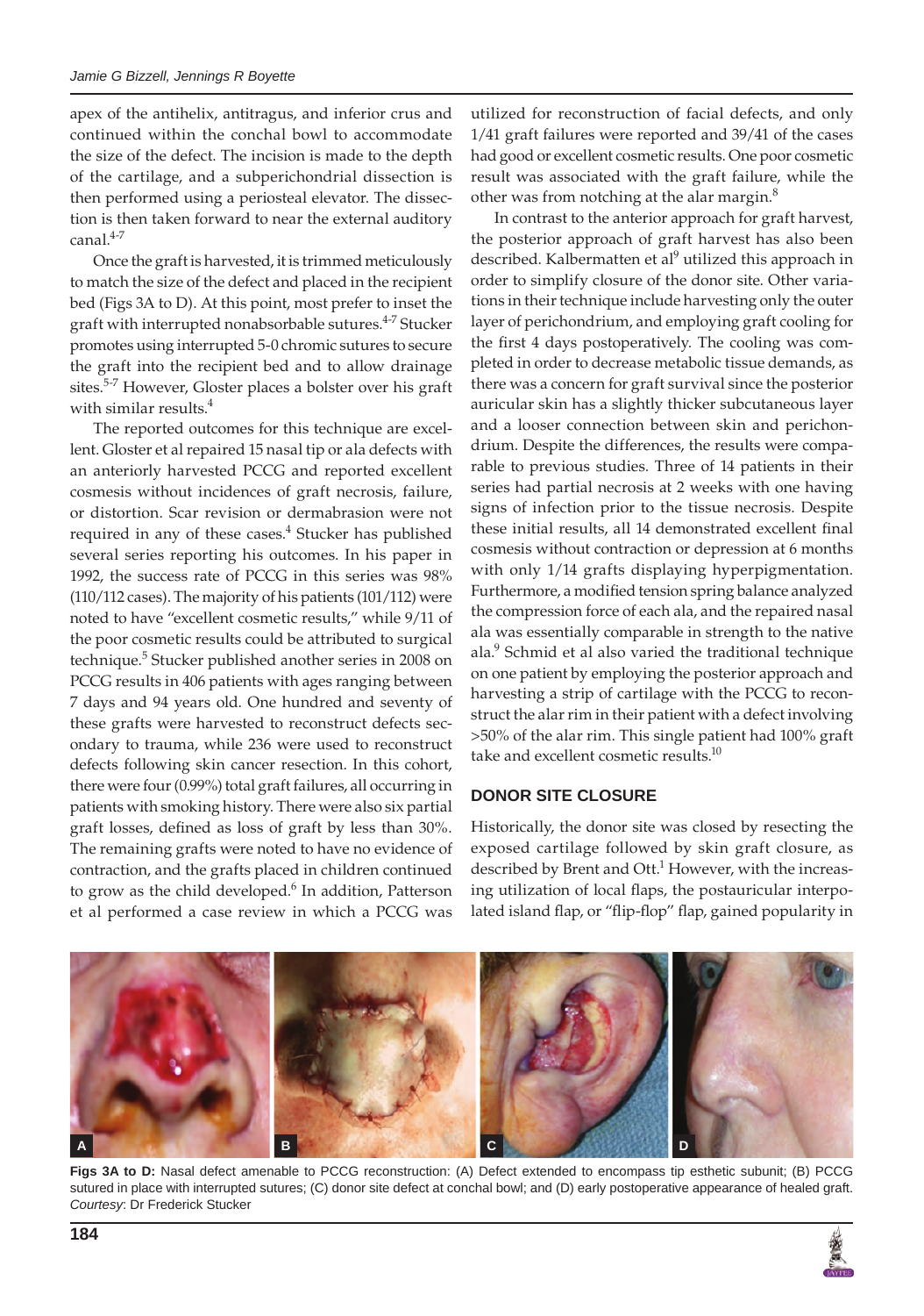apex of the antihelix, antitragus, and inferior crus and continued within the conchal bowl to accommodate the size of the defect. The incision is made to the depth of the cartilage, and a subperichondrial dissection is then performed using a periosteal elevator. The dissection is then taken forward to near the external auditory canal.[4-7]

Once the graft is harvested, it is trimmed meticulously to match the size of the defect and placed in the recipient bed (Figs 3A to D). At this point, most prefer to inset the graft with interrupted nonabsorbable sutures.[4-7] Stucker promotes using interrupted 5-0 chromic sutures to secure the graft into the recipient bed and to allow drainage sites.[5-7] However, Gloster places a bolster over his graft with similar results.[4]

The reported outcomes for this technique are excellent. Gloster et al repaired 15 nasal tip or ala defects with an anteriorly harvested PCCG and reported excellent cosmesis without incidences of graft necrosis, failure, or distortion. Scar revision or dermabrasion were not required in any of these cases.[4] Stucker has published several series reporting his outcomes. In his paper in 1992, the success rate of PCCG in this series was 98% (110/112 cases). The majority of his patients (101/112) were noted to have "excellent cosmetic results," while 9/11 of the poor cosmetic results could be attributed to surgical technique.[5] Stucker published another series in 2008 on PCCG results in 406 patients with ages ranging between 7 days and 94 years old. One hundred and seventy of these grafts were harvested to reconstruct defects secondary to trauma, while 236 were used to reconstruct defects following skin cancer resection. In this cohort, there were four (0.99%) total graft failures, all occurring in patients with smoking history. There were also six partial graft losses, defined as loss of graft by less than 30%. The remaining grafts were noted to have no evidence of contraction, and the grafts placed in children continued to grow as the child developed.[6] In addition, Patterson et al performed a case review in which a PCCG was utilized for reconstruction of facial defects, and only 1/41 graft failures were reported and 39/41 of the cases had good or excellent cosmetic results. One poor cosmetic result was associated with the graft failure, while the other was from notching at the alar margin.[8]

In contrast to the anterior approach for graft harvest, the posterior approach of graft harvest has also been described. Kalbermatten et al[9] utilized this approach in order to simplify closure of the donor site. Other variations in their technique include harvesting only the outer layer of perichondrium, and employing graft cooling for the first 4 days postoperatively. The cooling was completed in order to decrease metabolic tissue demands, as there was a concern for graft survival since the posterior auricular skin has a slightly thicker subcutaneous layer and a looser connection between skin and perichondrium. Despite the differences, the results were comparable to previous studies. Three of 14 patients in their series had partial necrosis at 2 weeks with one having signs of infection prior to the tissue necrosis. Despite these initial results, all 14 demonstrated excellent final cosmesis without contraction or depression at 6 months with only 1/14 grafts displaying hyperpigmentation. Furthermore, a modified tension spring balance analyzed the compression force of each ala, and the repaired nasal ala was essentially comparable in strength to the native ala.[9] Schmid et al also varied the traditional technique on one patient by employing the posterior approach and harvesting a strip of cartilage with the PCCG to reconstruct the alar rim in their patient with a defect involving >50% of the alar rim. This single patient had 100% graft take and excellent cosmetic results.[10]

## DONOR SITE CLOSURE

Historically, the donor site was closed by resecting the exposed cartilage followed by skin graft closure, as described by Brent and Ott.[1] However, with the increasing utilization of local flaps, the postauricular interpolated island flap, or "flip-flop" flap, gained popularity in

**Figs 3A to D:** Nasal defect amenable to PCCG reconstruction: (A) Defect extended to encompass tip esthetic subunit; (B) PCCG sutured in place with interrupted sutures; (C) donor site defect at conchal bowl; and (D) early postoperative appearance of healed graft. *Courtesy*: Dr Frederick Stucker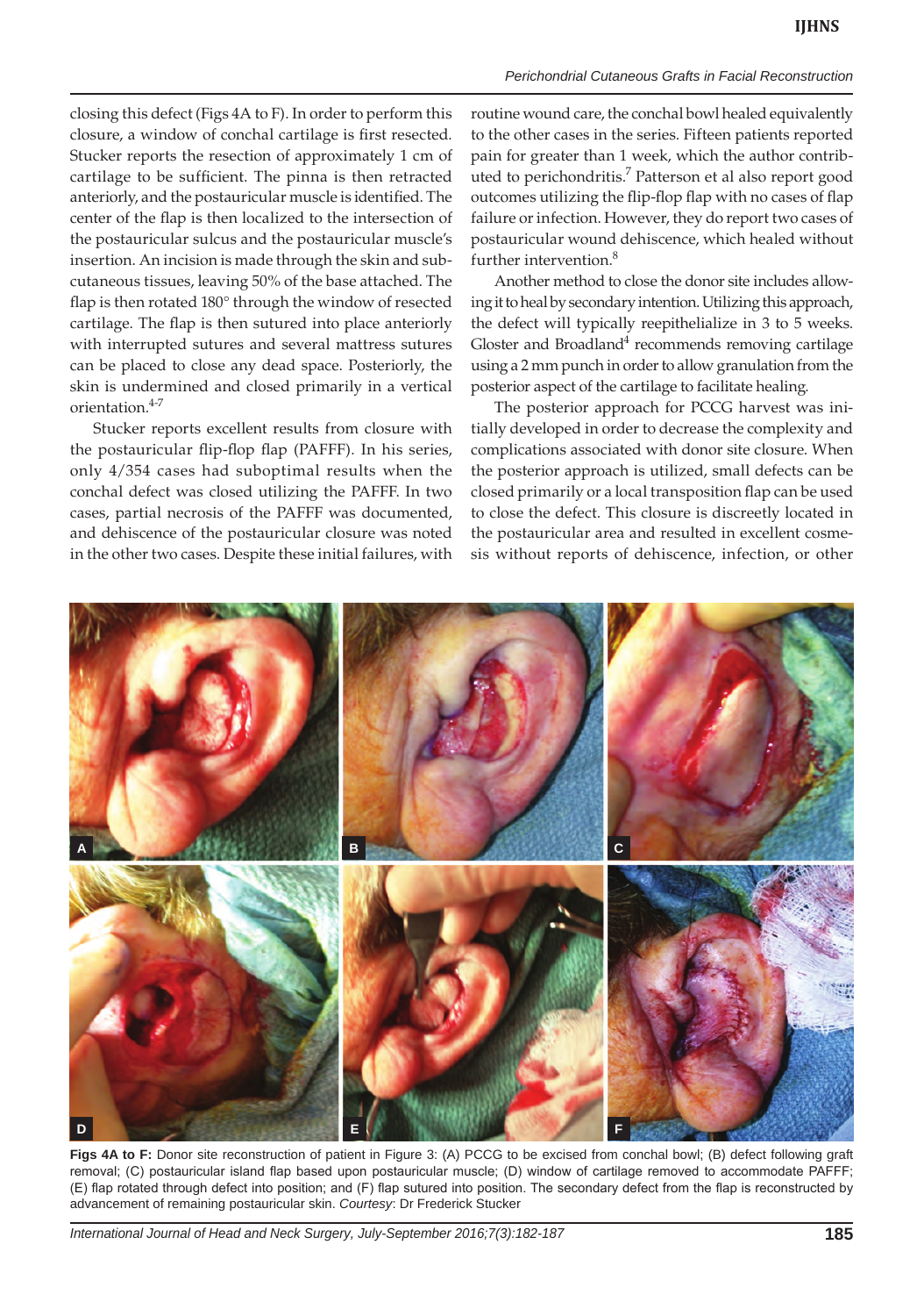closing this defect (Figs 4A to F). In order to perform this closure, a window of conchal cartilage is first resected. Stucker reports the resection of approximately 1 cm of cartilage to be sufficient. The pinna is then retracted anteriorly, and the postauricular muscle is identified. The center of the flap is then localized to the intersection of the postauricular sulcus and the postauricular muscle's insertion. An incision is made through the skin and subcutaneous tissues, leaving 50% of the base attached. The flap is then rotated 180° through the window of resected cartilage. The flap is then sutured into place anteriorly with interrupted sutures and several mattress sutures can be placed to close any dead space. Posteriorly, the skin is undermined and closed primarily in a vertical orientation.[4-7]

Stucker reports excellent results from closure with the postauricular flip-flop flap (PAFFF). In his series, only 4/354 cases had suboptimal results when the conchal defect was closed utilizing the PAFFF. In two cases, partial necrosis of the PAFFF was documented, and dehiscence of the postauricular closure was noted in the other two cases. Despite these initial failures, with routine wound care, the conchal bowl healed equivalently to the other cases in the series. Fifteen patients reported pain for greater than 1 week, which the author contributed to perichondritis.[7] Patterson et al also report good outcomes utilizing the flip-flop flap with no cases of flap failure or infection. However, they do report two cases of postauricular wound dehiscence, which healed without further intervention.[8]

Another method to close the donor site includes allowing it to heal by secondary intention. Utilizing this approach, the defect will typically reepithelialize in 3 to 5 weeks. Gloster and Broadland[4] recommends removing cartilage using a 2 mm punch in order to allow granulation from the posterior aspect of the cartilage to facilitate healing.

The posterior approach for PCCG harvest was initially developed in order to decrease the complexity and complications associated with donor site closure. When the posterior approach is utilized, small defects can be closed primarily or a local transposition flap can be used to close the defect. This closure is discreetly located in the postauricular area and resulted in excellent cosmesis without reports of dehiscence, infection, or other

**Figs 4A to F:** Donor site reconstruction of patient in Figure 3: (A) PCCG to be excised from conchal bowl; (B) defect following graft removal; (C) postauricular island flap based upon postauricular muscle; (D) window of cartilage removed to accommodate PAFFF; (E) flap rotated through defect into position; and (F) flap sutured into position. The secondary defect from the flap is reconstructed by advancement of remaining postauricular skin. *Courtesy*: Dr Frederick Stucker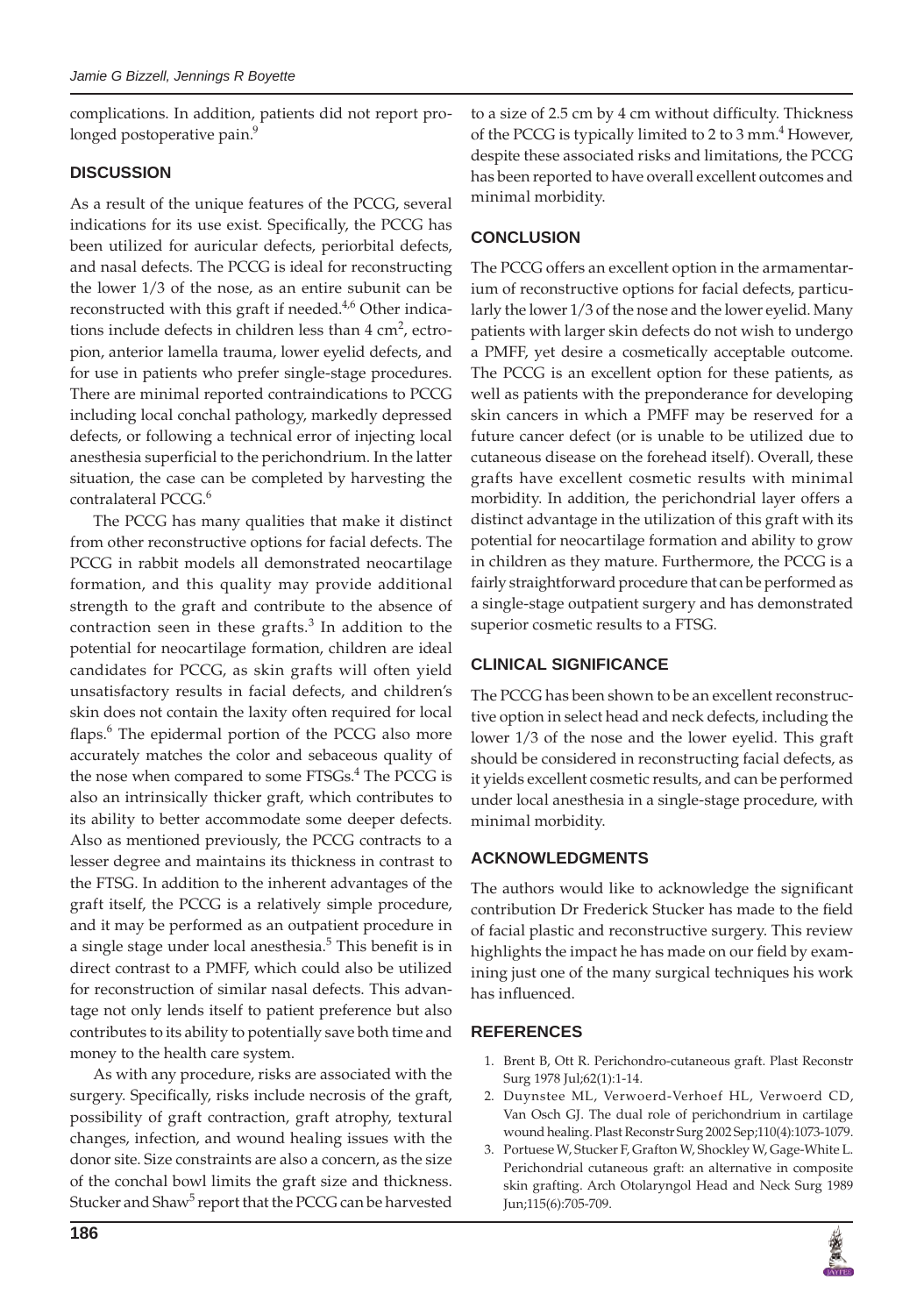complications. In addition, patients did not report prolonged postoperative pain.[9]

## DISCUSSION

As a result of the unique features of the PCCG, several indications for its use exist. Specifically, the PCCG has been utilized for auricular defects, periorbital defects, and nasal defects. The PCCG is ideal for reconstructing the lower 1/3 of the nose, as an entire subunit can be reconstructed with this graft if needed.[4,6] Other indications include defects in children less than 4 $cm^2$, ectropion, anterior lamella trauma, lower eyelid defects, and for use in patients who prefer single-stage procedures. There are minimal reported contraindications to PCCG including local conchal pathology, markedly depressed defects, or following a technical error of injecting local anesthesia superficial to the perichondrium. In the latter situation, the case can be completed by harvesting the contralateral PCCG.[6]

The PCCG has many qualities that make it distinct from other reconstructive options for facial defects. The PCCG in rabbit models all demonstrated neocartilage formation, and this quality may provide additional strength to the graft and contribute to the absence of contraction seen in these grafts.[3] In addition to the potential for neocartilage formation, children are ideal candidates for PCCG, as skin grafts will often yield unsatisfactory results in facial defects, and children's skin does not contain the laxity often required for local flaps.[6] The epidermal portion of the PCCG also more accurately matches the color and sebaceous quality of the nose when compared to some FTSGs.[4] The PCCG is also an intrinsically thicker graft, which contributes to its ability to better accommodate some deeper defects. Also as mentioned previously, the PCCG contracts to a lesser degree and maintains its thickness in contrast to the FTSG. In addition to the inherent advantages of the graft itself, the PCCG is a relatively simple procedure, and it may be performed as an outpatient procedure in a single stage under local anesthesia.[5] This benefit is in direct contrast to a PMFF, which could also be utilized for reconstruction of similar nasal defects. This advantage not only lends itself to patient preference but also contributes to its ability to potentially save both time and money to the health care system.

As with any procedure, risks are associated with the surgery. Specifically, risks include necrosis of the graft, possibility of graft contraction, graft atrophy, textural changes, infection, and wound healing issues with the donor site. Size constraints are also a concern, as the size of the conchal bowl limits the graft size and thickness. Stucker and Shaw[5] report that the PCCG can be harvested to a size of 2.5 cm by 4 cm without difficulty. Thickness of the PCCG is typically limited to 2 to 3 mm.[4] However, despite these associated risks and limitations, the PCCG has been reported to have overall excellent outcomes and minimal morbidity.

## CONCLUSION

The PCCG offers an excellent option in the armamentarium of reconstructive options for facial defects, particularly the lower 1/3 of the nose and the lower eyelid. Many patients with larger skin defects do not wish to undergo a PMFF, yet desire a cosmetically acceptable outcome. The PCCG is an excellent option for these patients, as well as patients with the preponderance for developing skin cancers in which a PMFF may be reserved for a future cancer defect (or is unable to be utilized due to cutaneous disease on the forehead itself). Overall, these grafts have excellent cosmetic results with minimal morbidity. In addition, the perichondrial layer offers a distinct advantage in the utilization of this graft with its potential for neocartilage formation and ability to grow in children as they mature. Furthermore, the PCCG is a fairly straightforward procedure that can be performed as a single-stage outpatient surgery and has demonstrated superior cosmetic results to a FTSG.

## CLINICAL SIGNIFICANCE

The PCCG has been shown to be an excellent reconstructive option in select head and neck defects, including the lower 1/3 of the nose and the lower eyelid. This graft should be considered in reconstructing facial defects, as it yields excellent cosmetic results, and can be performed under local anesthesia in a single-stage procedure, with minimal morbidity.

## ACKNOWLEDGMENTS

The authors would like to acknowledge the significant contribution Dr Frederick Stucker has made to the field of facial plastic and reconstructive surgery. This review highlights the impact he has made on our field by examining just one of the many surgical techniques his work has influenced.

## REFERENCES

1. Brent B, Ott R. Perichondro-cutaneous graft. Plast Reconstr Surg 1978 Jul;62(1):1-14.
2. Duynstee ML, Verwoerd-Verhoef HL, Verwoerd CD, Van Osch GJ. The dual role of perichondrium in cartilage wound healing. Plast Reconstr Surg 2002 Sep;110(4):1073-1079.
3. Portuese W, Stucker F, Grafton W, Shockley W, Gage-White L. Perichondrial cutaneous graft: an alternative in composite skin grafting. Arch Otolaryngol Head and Neck Surg 1989 Jun;115(6):705-709.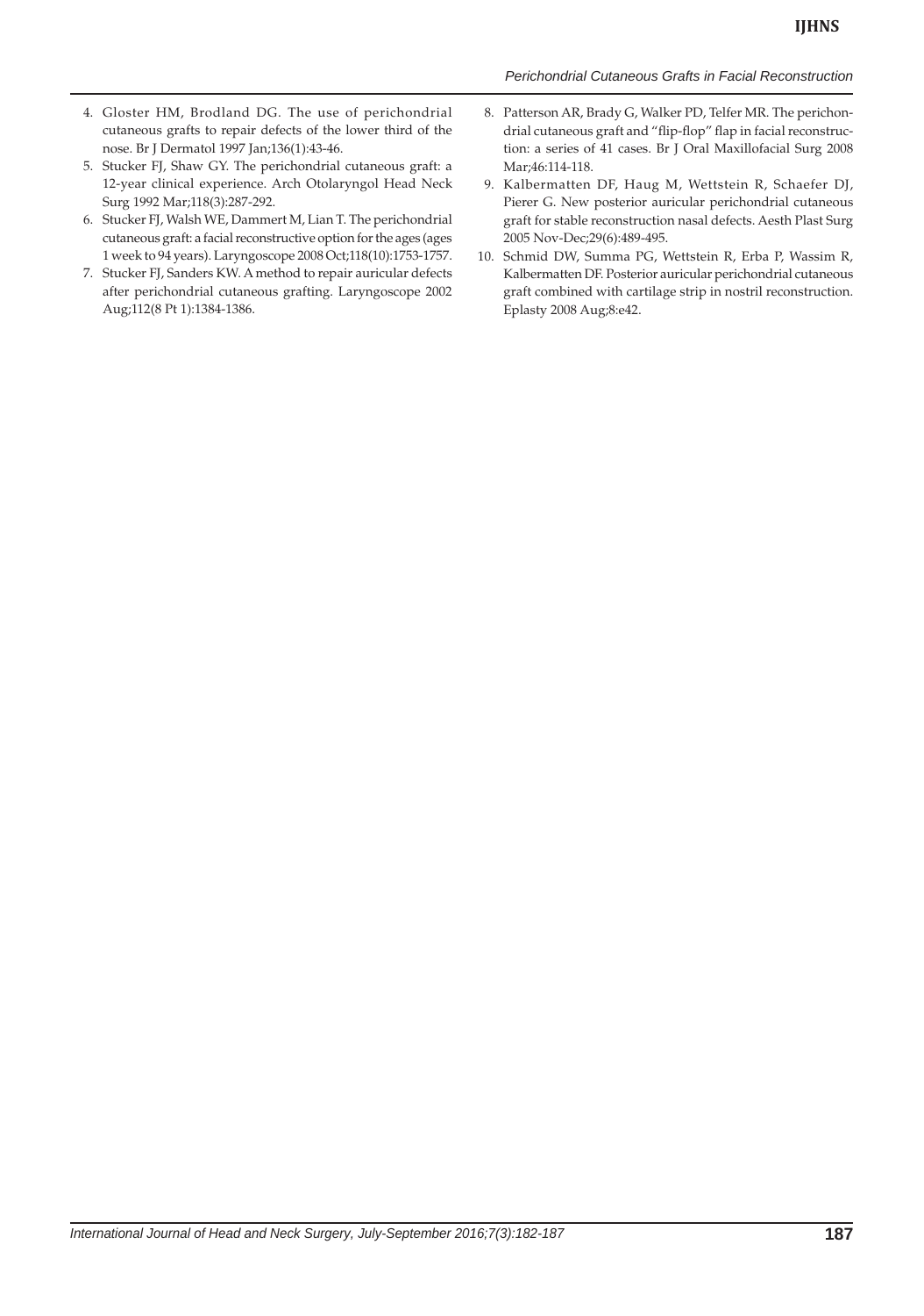4. Gloster HM, Brodland DG. The use of perichondrial cutaneous grafts to repair defects of the lower third of the nose. Br J Dermatol 1997 Jan;136(1):43-46.
5. Stucker FJ, Shaw GY. The perichondrial cutaneous graft: a 12-year clinical experience. Arch Otolaryngol Head Neck Surg 1992 Mar;118(3):287-292.
6. Stucker FJ, Walsh WE, Dammert M, Lian T. The perichondrial cutaneous graft: a facial reconstructive option for the ages (ages 1 week to 94 years). Laryngoscope 2008 Oct;118(10):1753-1757.
7. Stucker FJ, Sanders KW. A method to repair auricular defects after perichondrial cutaneous grafting. Laryngoscope 2002 Aug;112(8 Pt 1):1384-1386.
8. Patterson AR, Brady G, Walker PD, Telfer MR. The perichondrial cutaneous graft and "flip-flop" flap in facial reconstruction: a series of 41 cases. Br J Oral Maxillofacial Surg 2008 Mar;46:114-118.
9. Kalbermatten DF, Haug M, Wettstein R, Schaefer DJ, Pierer G. New posterior auricular perichondrial cutaneous graft for stable reconstruction nasal defects. Aesth Plast Surg 2005 Nov-Dec;29(6):489-495.
10. Schmid DW, Summa PG, Wettstein R, Erba P, Wassim R, Kalbermatten DF. Posterior auricular perichondrial cutaneous graft combined with cartilage strip in nostril reconstruction. Eplasty 2008 Aug;8:e42.